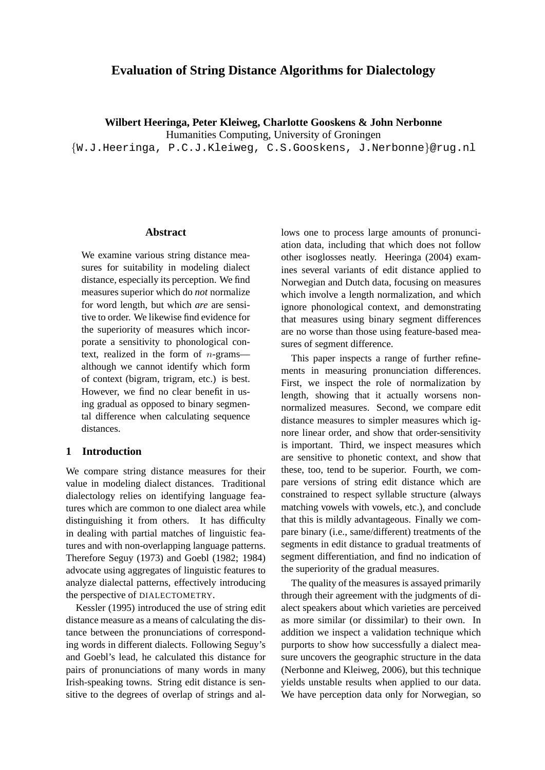# Evaluation of String Distance Algorithms for Dialectology

**Wilbert Heeringa, Peter Kleiweg, Charlotte Gooskens & John Nerbonne**
Humanities Computing, University of Groningen
{W.J.Heeringa, P.C.J.Kleiweg, C.S.Gooskens, J.Nerbonne}@rug.nl

## Abstract

We examine various string distance measures for suitability in modeling dialect distance, especially its perception. We find measures superior which do *not* normalize for word length, but which *are* are sensitive to order. We likewise find evidence for the superiority of measures which incorporate a sensitivity to phonological context, realized in the form of $n$-grams—although we cannot identify which form of context (bigram, trigram, etc.) is best. However, we find no clear benefit in using gradual as opposed to binary segmental difference when calculating sequence distances.

## 1 Introduction

We compare string distance measures for their value in modeling dialect distances. Traditional dialectology relies on identifying language features which are common to one dialect area while distinguishing it from others. It has difficulty in dealing with partial matches of linguistic features and with non-overlapping language patterns. Therefore Seguy (1973) and Goebl (1982; 1984) advocate using aggregates of linguistic features to analyze dialectal patterns, effectively introducing the perspective of DIALECTOMETRY.

Kessler (1995) introduced the use of string edit distance measure as a means of calculating the distance between the pronunciations of corresponding words in different dialects. Following Seguy's and Goebl's lead, he calculated this distance for pairs of pronunciations of many words in many Irish-speaking towns. String edit distance is sensitive to the degrees of overlap of strings and allows one to process large amounts of pronunciation data, including that which does not follow other isoglosses neatly. Heeringa (2004) examines several variants of edit distance applied to Norwegian and Dutch data, focusing on measures which involve a length normalization, and which ignore phonological context, and demonstrating that measures using binary segment differences are no worse than those using feature-based measures of segment difference.

This paper inspects a range of further refinements in measuring pronunciation differences. First, we inspect the role of normalization by length, showing that it actually worsens non-normalized measures. Second, we compare edit distance measures to simpler measures which ignore linear order, and show that order-sensitivity is important. Third, we inspect measures which are sensitive to phonetic context, and show that these, too, tend to be superior. Fourth, we compare versions of string edit distance which are constrained to respect syllable structure (always matching vowels with vowels, etc.), and conclude that this is mildly advantageous. Finally we compare binary (i.e., same/different) treatments of the segments in edit distance to gradual treatments of segment differentiation, and find no indication of the superiority of the gradual measures.

The quality of the measures is assayed primarily through their agreement with the judgments of dialect speakers about which varieties are perceived as more similar (or dissimilar) to their own. In addition we inspect a validation technique which purports to show how successfully a dialect measure uncovers the geographic structure in the data (Nerbonne and Kleiweg, 2006), but this technique yields unstable results when applied to our data. We have perception data only for Norwegian, so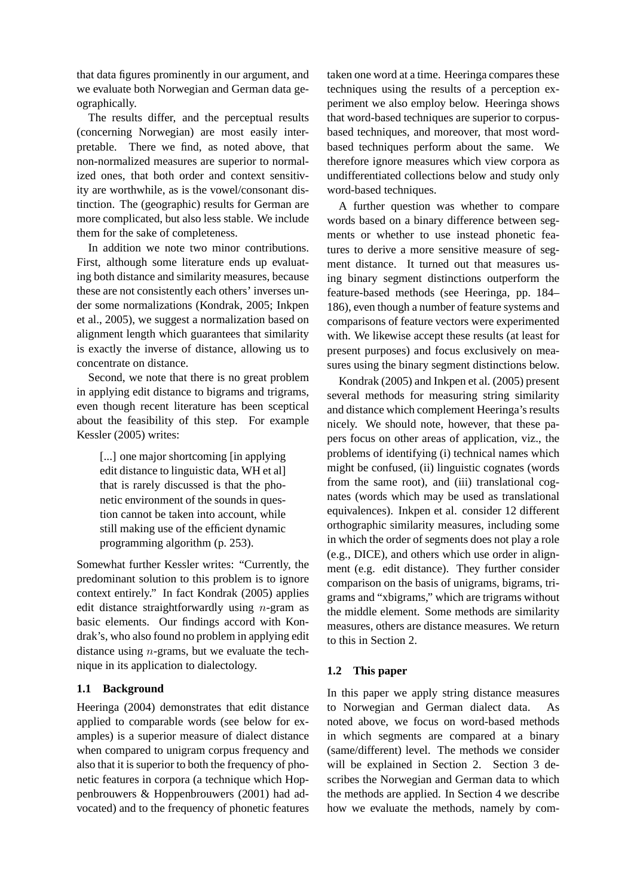that data figures prominently in our argument, and we evaluate both Norwegian and German data geographically.

The results differ, and the perceptual results (concerning Norwegian) are most easily interpretable. There we find, as noted above, that non-normalized measures are superior to normalized ones, that both order and context sensitivity are worthwhile, as is the vowel/consonant distinction. The (geographic) results for German are more complicated, but also less stable. We include them for the sake of completeness.

In addition we note two minor contributions. First, although some literature ends up evaluating both distance and similarity measures, because these are not consistently each others' inverses under some normalizations (Kondrak, 2005; Inkpen et al., 2005), we suggest a normalization based on alignment length which guarantees that similarity is exactly the inverse of distance, allowing us to concentrate on distance.

Second, we note that there is no great problem in applying edit distance to bigrams and trigrams, even though recent literature has been sceptical about the feasibility of this step. For example Kessler (2005) writes:

> [...] one major shortcoming [in applying edit distance to linguistic data, WH et al] that is rarely discussed is that the phonetic environment of the sounds in question cannot be taken into account, while still making use of the efficient dynamic programming algorithm (p. 253).

Somewhat further Kessler writes: "Currently, the predominant solution to this problem is to ignore context entirely." In fact Kondrak (2005) applies edit distance straightforwardly using $n$-gram as basic elements. Our findings accord with Kondrak's, who also found no problem in applying edit distance using $n$-grams, but we evaluate the technique in its application to dialectology.

## 1.1 Background

Heeringa (2004) demonstrates that edit distance applied to comparable words (see below for examples) is a superior measure of dialect distance when compared to unigram corpus frequency and also that it is superior to both the frequency of phonetic features in corpora (a technique which Hoppenbrouwers & Hoppenbrouwers (2001) had advocated) and to the frequency of phonetic features taken one word at a time. Heeringa compares these techniques using the results of a perception experiment we also employ below. Heeringa shows that word-based techniques are superior to corpus-based techniques, and moreover, that most word-based techniques perform about the same. We therefore ignore measures which view corpora as undifferentiated collections below and study only word-based techniques.

A further question was whether to compare words based on a binary difference between segments or whether to use instead phonetic features to derive a more sensitive measure of segment distance. It turned out that measures using binary segment distinctions outperform the feature-based methods (see Heeringa, pp. 184–186), even though a number of feature systems and comparisons of feature vectors were experimented with. We likewise accept these results (at least for present purposes) and focus exclusively on measures using the binary segment distinctions below.

Kondrak (2005) and Inkpen et al. (2005) present several methods for measuring string similarity and distance which complement Heeringa's results nicely. We should note, however, that these papers focus on other areas of application, viz., the problems of identifying (i) technical names which might be confused, (ii) linguistic cognates (words from the same root), and (iii) translational cognates (words which may be used as translational equivalences). Inkpen et al. consider 12 different orthographic similarity measures, including some in which the order of segments does not play a role (e.g., DICE), and others which use order in alignment (e.g. edit distance). They further consider comparison on the basis of unigrams, bigrams, trigrams and "xbigrams," which are trigrams without the middle element. Some methods are similarity measures, others are distance measures. We return to this in Section 2.

## 1.2 This paper

In this paper we apply string distance measures to Norwegian and German dialect data. As noted above, we focus on word-based methods in which segments are compared at a binary (same/different) level. The methods we consider will be explained in Section 2. Section 3 describes the Norwegian and German data to which the methods are applied. In Section 4 we describe how we evaluate the methods, namely by com-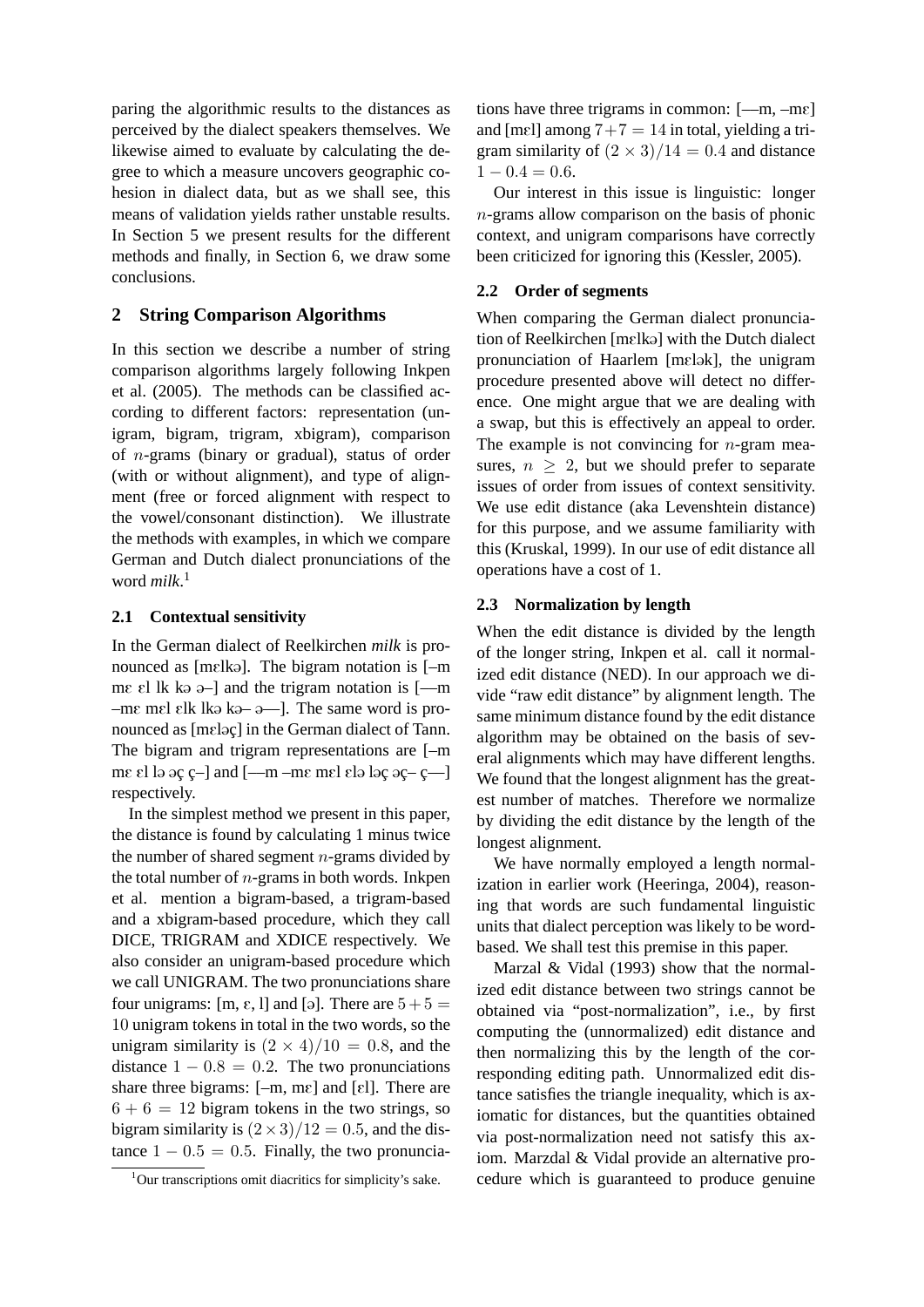paring the algorithmic results to the distances as perceived by the dialect speakers themselves. We likewise aimed to evaluate by calculating the degree to which a measure uncovers geographic cohesion in dialect data, but as we shall see, this means of validation yields rather unstable results. In Section 5 we present results for the different methods and finally, in Section 6, we draw some conclusions.

## 2 String Comparison Algorithms

In this section we describe a number of string comparison algorithms largely following Inkpen et al. (2005). The methods can be classified according to different factors: representation (unigram, bigram, trigram, xbigram), comparison of $n$-grams (binary or gradual), status of order (with or without alignment), and type of alignment (free or forced alignment with respect to the vowel/consonant distinction). We illustrate the methods with examples, in which we compare German and Dutch dialect pronunciations of the word *milk*.[1]

### 2.1 Contextual sensitivity

In the German dialect of Reelkirchen *milk* is pronounced as [mɛlkə]. The bigram notation is [–m mɛ ɛl lk kə ə–] and the trigram notation is [—m –mɛ mɛl ɛlk lkə kə– ə—]. The same word is pronounced as [mɛləç] in the German dialect of Tann. The bigram and trigram representations are [–m mɛ ɛl lə əç ç–] and [—m –mɛ mɛl ɛlə ləç əç– ç—] respectively.

In the simplest method we present in this paper, the distance is found by calculating 1 minus twice the number of shared segment $n$-grams divided by the total number of $n$-grams in both words. Inkpen et al. mention a bigram-based, a trigram-based and a xbigram-based procedure, which they call DICE, TRIGRAM and XDICE respectively. We also consider an unigram-based procedure which we call UNIGRAM. The two pronunciations share four unigrams: [m, ɛ, l] and [ə]. There are $5+5=10$ unigram tokens in total in the two words, so the unigram similarity is $(2 \times 4)/10 = 0.8$, and the distance $1 - 0.8 = 0.2$. The two pronunciations share three bigrams: [–m, mɛ] and [ɛl]. There are $6 + 6 = 12$ bigram tokens in the two strings, so bigram similarity is $(2 \times 3)/12 = 0.5$, and the distance $1 - 0.5 = 0.5$. Finally, the two pronunciations have three trigrams in common: [—m, –mɛ] and [mɛl] among $7+7 = 14$ in total, yielding a trigram similarity of $(2 \times 3)/14 = 0.4$ and distance $1 - 0.4 = 0.6$.

Our interest in this issue is linguistic: longer $n$-grams allow comparison on the basis of phonic context, and unigram comparisons have correctly been criticized for ignoring this (Kessler, 2005).

### 2.2 Order of segments

When comparing the German dialect pronunciation of Reelkirchen [mɛlkə] with the Dutch dialect pronunciation of Haarlem [mɛlək], the unigram procedure presented above will detect no difference. One might argue that we are dealing with a swap, but this is effectively an appeal to order. The example is not convincing for $n$-gram measures, $n \geq 2$, but we should prefer to separate issues of order from issues of context sensitivity. We use edit distance (aka Levenshtein distance) for this purpose, and we assume familiarity with this (Kruskal, 1999). In our use of edit distance all operations have a cost of 1.

### 2.3 Normalization by length

When the edit distance is divided by the length of the longer string, Inkpen et al. call it normalized edit distance (NED). In our approach we divide "raw edit distance" by alignment length. The same minimum distance found by the edit distance algorithm may be obtained on the basis of several alignments which may have different lengths. We found that the longest alignment has the greatest number of matches. Therefore we normalize by dividing the edit distance by the length of the longest alignment.

We have normally employed a length normalization in earlier work (Heeringa, 2004), reasoning that words are such fundamental linguistic units that dialect perception was likely to be word-based. We shall test this premise in this paper.

Marzal & Vidal (1993) show that the normalized edit distance between two strings cannot be obtained via "post-normalization", i.e., by first computing the (unnormalized) edit distance and then normalizing this by the length of the corresponding editing path. Unnormalized edit distance satisfies the triangle inequality, which is axiomatic for distances, but the quantities obtained via post-normalization need not satisfy this axiom. Marzdal & Vidal provide an alternative procedure which is guaranteed to produce genuine

[1] Our transcriptions omit diacritics for simplicity's sake.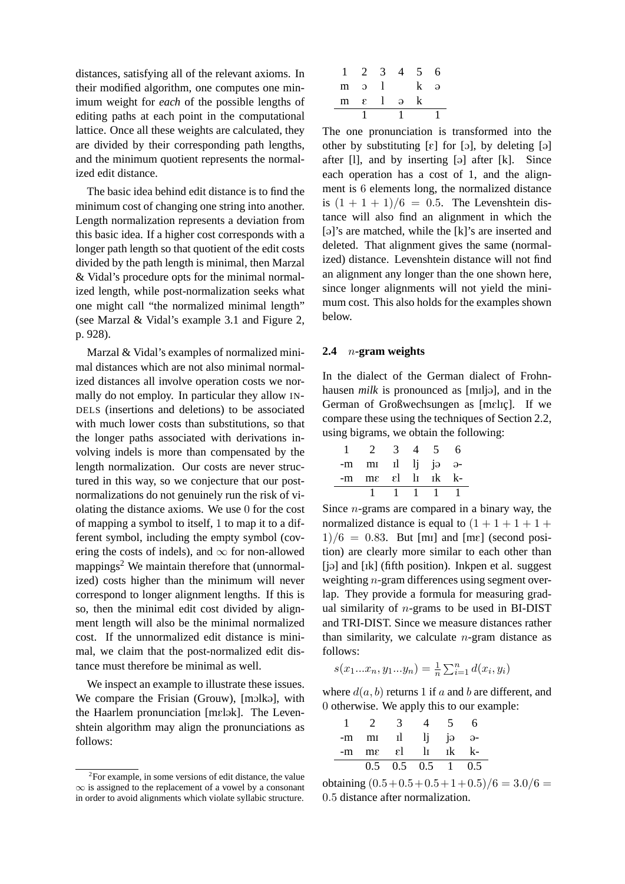distances, satisfying all of the relevant axioms. In their modified algorithm, one computes one minimum weight for *each* of the possible lengths of editing paths at each point in the computational lattice. Once all these weights are calculated, they are divided by their corresponding path lengths, and the minimum quotient represents the normalized edit distance.

The basic idea behind edit distance is to find the minimum cost of changing one string into another. Length normalization represents a deviation from this basic idea. If a higher cost corresponds with a longer path length so that quotient of the edit costs divided by the path length is minimal, then Marzal & Vidal's procedure opts for the minimal normalized length, while post-normalization seeks what one might call "the normalized minimal length" (see Marzal & Vidal's example 3.1 and Figure 2, p. 928).

Marzal & Vidal's examples of normalized minimal distances which are not also minimal normalized distances all involve operation costs we normally do not employ. In particular they allow INDELS (insertions and deletions) to be associated with much lower costs than substitutions, so that the longer paths associated with derivations involving indels is more than compensated by the length normalization. Our costs are never structured in this way, so we conjecture that our post-normalizations do not genuinely run the risk of violating the distance axioms. We use 0 for the cost of mapping a symbol to itself, 1 to map it to a different symbol, including the empty symbol (covering the costs of indels), and $\infty$ for non-allowed mappings[2] We maintain therefore that (unnormalized) costs higher than the minimum will never correspond to longer alignment lengths. If this is so, then the minimal edit cost divided by alignment length will also be the minimal normalized cost. If the unnormalized edit distance is minimal, we claim that the post-normalized edit distance must therefore be minimal as well.

We inspect an example to illustrate these issues. We compare the Frisian (Grouw), [mɔlkə], with the Haarlem pronunciation [mɛlək]. The Levenshtein algorithm may align the pronunciations as follows:

| 1 | 2 | 3 | 4 | 5 | 6 |
|---|---|---|---|---|---|
| m | ɔ | l |  | k | ə |
| m | ɛ | l | ə | k |  |
|  | 1 |  | 1 |  | 1 |

The one pronunciation is transformed into the other by substituting [ɛ] for [ɔ], by deleting [ə] after [l], and by inserting [ə] after [k]. Since each operation has a cost of 1, and the alignment is 6 elements long, the normalized distance is $(1+1+1)/6 = 0.5$. The Levenshtein distance will also find an alignment in which the [ə]'s are matched, while the [k]'s are inserted and deleted. That alignment gives the same (normalized) distance. Levenshtein distance will not find an alignment any longer than the one shown here, since longer alignments will not yield the minimum cost. This also holds for the examples shown below.

### 2.4 $n$-gram weights

In the dialect of the German dialect of Frohnhausen *milk* is pronounced as [mɪljə], and in the German of Großwechsungen as [mɛlɪç]. If we compare these using the techniques of Section 2.2, using bigrams, we obtain the following:

| 1 | 2 | 3 | 4 | 5 | 6 |
|---|---|---|---|---|---|
| -m | mɪ | ɪl | lj | jə | ə- |
| -m | mɛ | ɛl | lɪ | ɪk | k- |
|  | 1 | 1 | 1 | 1 | 1 |

Since $n$-grams are compared in a binary way, the normalized distance is equal to $(1+1+1+1+1)/6 = 0.83$. But [mɪ] and [mɛ] (second position) are clearly more similar to each other than [jə] and [ɪk] (fifth position). Inkpen et al. suggest weighting $n$-gram differences using segment overlap. They provide a formula for measuring gradual similarity of $n$-grams to be used in BI-DIST and TRI-DIST. Since we measure distances rather than similarity, we calculate $n$-gram distance as follows:

$$s(x_1...x_n, y_1...y_n) = \frac{1}{n}\sum_{i=1}^{n} d(x_i, y_i)$$

where $d(a, b)$ returns 1 if $a$ and $b$ are different, and 0 otherwise. We apply this to our example:

| 1 | 2 | 3 | 4 | 5 | 6 |
|---|---|---|---|---|---|
| -m | mɪ | ɪl | lj | jə | ə- |
| -m | mɛ | ɛl | lɪ | ɪk | k- |
|  | 0.5 | 0.5 | 0.5 | 1 | 0.5 |

obtaining $(0.5+0.5+0.5+1+0.5)/6 = 3.0/6 = 0.5$ distance after normalization.

[2] For example, in some versions of edit distance, the value $\infty$ is assigned to the replacement of a vowel by a consonant in order to avoid alignments which violate syllabic structure.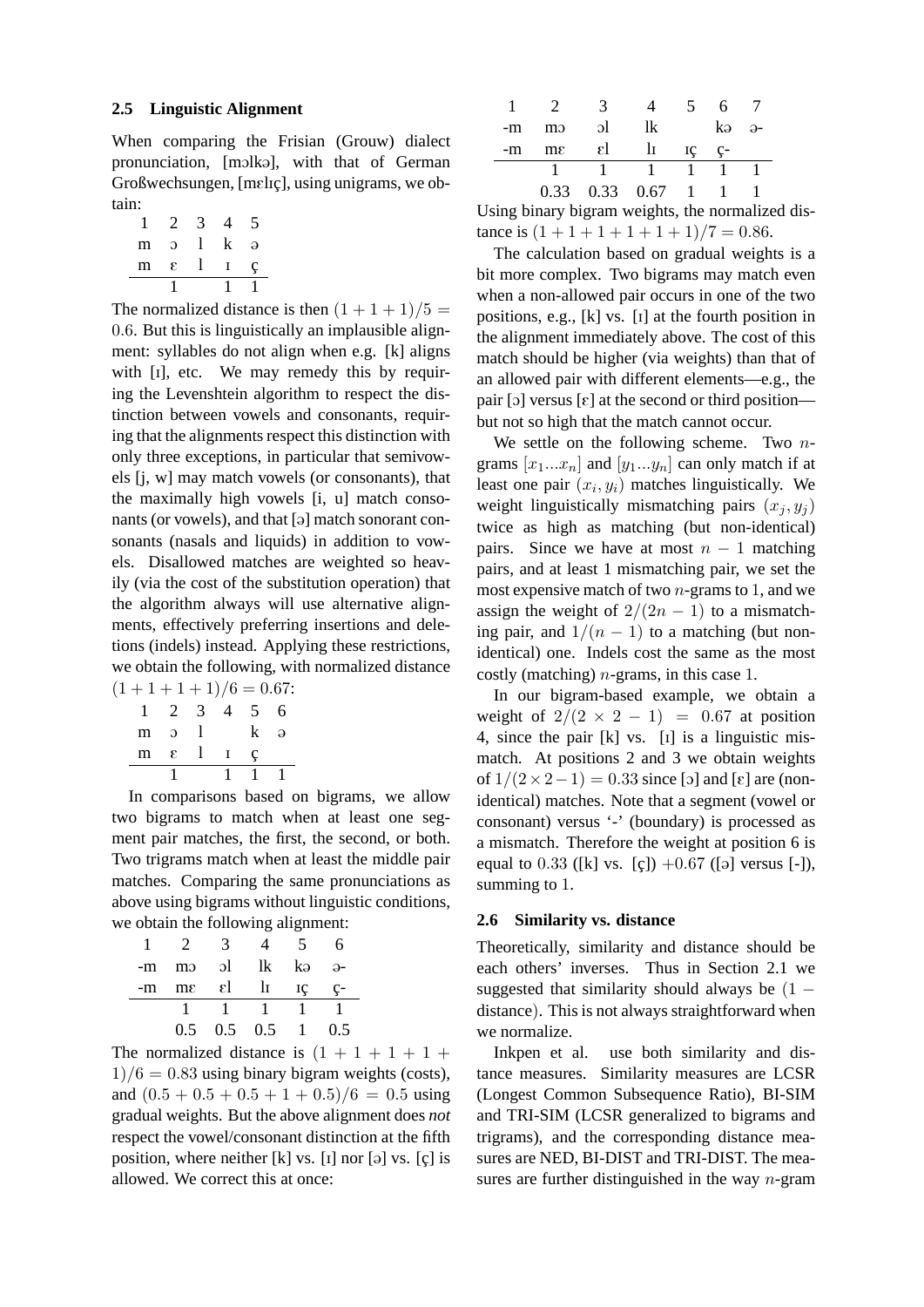### 2.5 Linguistic Alignment

When comparing the Frisian (Grouw) dialect pronunciation, [mɔlkə], with that of German Großwechsungen, [mɛlɪç], using unigrams, we obtain:

| 1 | 2 | 3 | 4 | 5 |
|---|---|---|---|---|
| m | ɔ | l | k | ə |
| m | ɛ | l | ɪ | ç |
|  | 1 |  | 1 | 1 |

The normalized distance is then $(1+1+1)/5 = 0.6$. But this is linguistically an implausible alignment: syllables do not align when e.g. [k] aligns with [ɪ], etc. We may remedy this by requiring the Levenshtein algorithm to respect the distinction between vowels and consonants, requiring that the alignments respect this distinction with only three exceptions, in particular that semivowels [j, w] may match vowels (or consonants), that the maximally high vowels [i, u] match consonants (or vowels), and that [ə] match sonorant consonants (nasals and liquids) in addition to vowels. Disallowed matches are weighted so heavily (via the cost of the substitution operation) that the algorithm always will use alternative alignments, effectively preferring insertions and deletions (indels) instead. Applying these restrictions, we obtain the following, with normalized distance $(1+1+1+1)/6 = 0.67$:

| 1 | 2 | 3 | 4 | 5 | 6 |
|---|---|---|---|---|---|
| m | ɔ | l |  | k | ə |
| m | ɛ | l | ɪ | ç |  |
|  | 1 |  | 1 | 1 | 1 |

In comparisons based on bigrams, we allow two bigrams to match when at least one segment pair matches, the first, the second, or both. Two trigrams match when at least the middle pair matches. Comparing the same pronunciations as above using bigrams without linguistic conditions, we obtain the following alignment:

| 1 | 2 | 3 | 4 | 5 | 6 |
|---|---|---|---|---|---|
| -m | mɔ | ɔl | lk | kə | ə- |
| -m | mɛ | ɛl | lɪ | ɪç | ç- |
|  | 1 | 1 | 1 | 1 | 1 |
|  | 0.5 | 0.5 | 0.5 | 1 | 0.5 |

The normalized distance is $(1+1+1+1+1)/6 = 0.83$ using binary bigram weights (costs), and $(0.5+0.5+0.5+1+0.5)/6 = 0.5$ using gradual weights. But the above alignment does *not* respect the vowel/consonant distinction at the fifth position, where neither [k] vs. [ɪ] nor [ə] vs. [ç] is allowed. We correct this at once:

| 1 | 2 | 3 | 4 | 5 | 6 | 7 |
|---|---|---|---|---|---|---|
| -m | mɔ | ɔl | lk |  | kə | ə- |
| -m | mɛ | ɛl | lɪ | ɪç | ç- |  |
|  | 1 | 1 | 1 | 1 | 1 | 1 |
|  | 0.33 | 0.33 | 0.67 | 1 | 1 | 1 |

Using binary bigram weights, the normalized distance is $(1+1+1+1+1+1)/7 = 0.86$.

The calculation based on gradual weights is a bit more complex. Two bigrams may match even when a non-allowed pair occurs in one of the two positions, e.g., [k] vs. [ɪ] at the fourth position in the alignment immediately above. The cost of this match should be higher (via weights) than that of an allowed pair with different elements—e.g., the pair [ɔ] versus [ɛ] at the second or third position—but not so high that the match cannot occur.

We settle on the following scheme. Two $n$-grams $[x_1...x_n]$ and $[y_1...y_n]$ can only match if at least one pair $(x_i, y_i)$ matches linguistically. We weight linguistically mismatching pairs $(x_j, y_j)$ twice as high as matching (but non-identical) pairs. Since we have at most $n-1$ matching pairs, and at least 1 mismatching pair, we set the most expensive match of two $n$-grams to 1, and we assign the weight of $2/(2n-1)$ to a mismatching pair, and $1/(n-1)$ to a matching (but non-identical) one. Indels cost the same as the most costly (matching) $n$-grams, in this case 1.

In our bigram-based example, we obtain a weight of $2/(2 \times 2 - 1) = 0.67$ at position 4, since the pair [k] vs. [ɪ] is a linguistic mismatch. At positions 2 and 3 we obtain weights of $1/(2 \times 2 - 1) = 0.33$ since [ɔ] and [ɛ] are (non-identical) matches. Note that a segment (vowel or consonant) versus '-' (boundary) is processed as a mismatch. Therefore the weight at position 6 is equal to $0.33$ ([k] vs. [ç]) $+0.67$ ([ə] versus [-]), summing to $1$.

### 2.6 Similarity vs. distance

Theoretically, similarity and distance should be each others' inverses. Thus in Section 2.1 we suggested that similarity should always be $(1 - \text{distance})$. This is not always straightforward when we normalize.

Inkpen et al. use both similarity and distance measures. Similarity measures are LCSR (Longest Common Subsequence Ratio), BI-SIM and TRI-SIM (LCSR generalized to bigrams and trigrams), and the corresponding distance measures are NED, BI-DIST and TRI-DIST. The measures are further distinguished in the way $n$-gram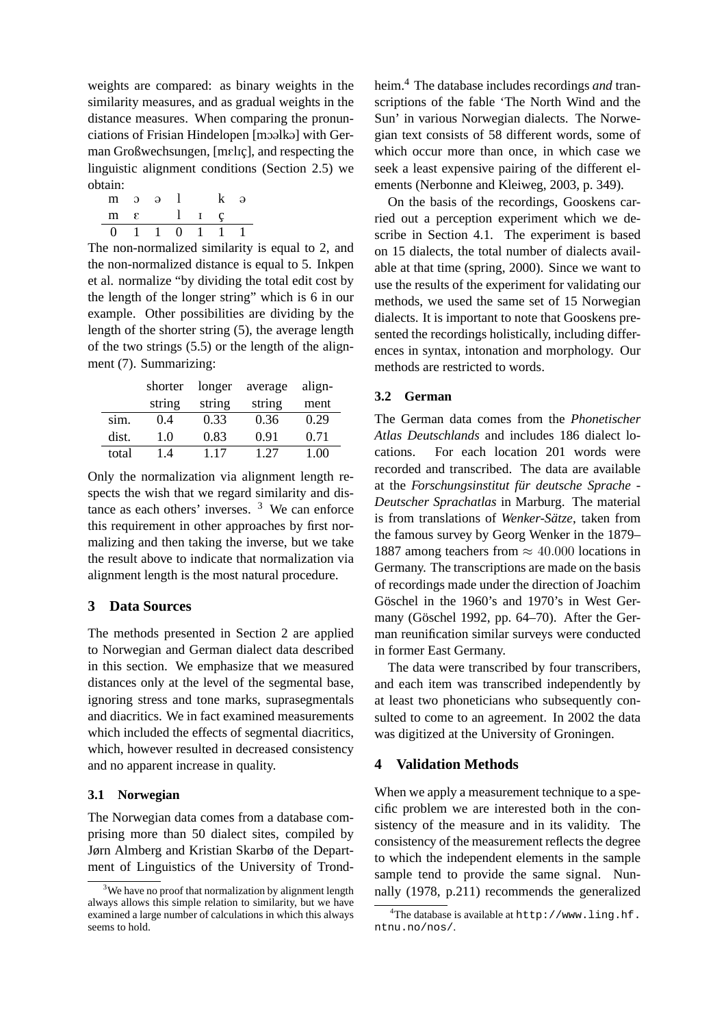weights are compared: as binary weights in the similarity measures, and as gradual weights in the distance measures. When comparing the pronunciations of Frisian Hindelopen [mɔəlkə] with German Großwechsungen, [mɛlɪç], and respecting the linguistic alignment conditions (Section 2.5) we obtain:

| m | ɔ | ə | l |   | k | ə |
|---|---|---|---|---|---|---|
| m | ɛ |   | l | ɪ | ç |   |
| 0 | 1 | 1 | 0 | 1 | 1 | 1 |

The non-normalized similarity is equal to 2, and the non-normalized distance is equal to 5. Inkpen et al. normalize "by dividing the total edit cost by the length of the longer string" which is 6 in our example. Other possibilities are dividing by the length of the shorter string (5), the average length of the two strings (5.5) or the length of the alignment (7). Summarizing:

|  | shorter string | longer string | average string | alignment |
|---|---|---|---|---|
| sim. | 0.4 | 0.33 | 0.36 | 0.29 |
| dist. | 1.0 | 0.83 | 0.91 | 0.71 |
| total | 1.4 | 1.17 | 1.27 | 1.00 |

Only the normalization via alignment length respects the wish that we regard similarity and distance as each others' inverses. [3] We can enforce this requirement in other approaches by first normalizing and then taking the inverse, but we take the result above to indicate that normalization via alignment length is the most natural procedure.

## 3 Data Sources

The methods presented in Section 2 are applied to Norwegian and German dialect data described in this section. We emphasize that we measured distances only at the level of the segmental base, ignoring stress and tone marks, suprasegmentals and diacritics. We in fact examined measurements which included the effects of segmental diacritics, which, however resulted in decreased consistency and no apparent increase in quality.

### 3.1 Norwegian

The Norwegian data comes from a database comprising more than 50 dialect sites, compiled by Jørn Almberg and Kristian Skarbø of the Department of Linguistics of the University of Trondheim.[4] The database includes recordings *and* transcriptions of the fable 'The North Wind and the Sun' in various Norwegian dialects. The Norwegian text consists of 58 different words, some of which occur more than once, in which case we seek a least expensive pairing of the different elements (Nerbonne and Kleiweg, 2003, p. 349).

On the basis of the recordings, Gooskens carried out a perception experiment which we describe in Section 4.1. The experiment is based on 15 dialects, the total number of dialects available at that time (spring, 2000). Since we want to use the results of the experiment for validating our methods, we used the same set of 15 Norwegian dialects. It is important to note that Gooskens presented the recordings holistically, including differences in syntax, intonation and morphology. Our methods are restricted to words.

### 3.2 German

The German data comes from the *Phonetischer Atlas Deutschlands* and includes 186 dialect locations. For each location 201 words were recorded and transcribed. The data are available at the *Forschungsinstitut für deutsche Sprache - Deutscher Sprachatlas* in Marburg. The material is from translations of *Wenker-Sätze*, taken from the famous survey by Georg Wenker in the 1879–1887 among teachers from $\approx 40.000$ locations in Germany. The transcriptions are made on the basis of recordings made under the direction of Joachim Göschel in the 1960's and 1970's in West Germany (Göschel 1992, pp. 64–70). After the German reunification similar surveys were conducted in former East Germany.

The data were transcribed by four transcribers, and each item was transcribed independently by at least two phoneticians who subsequently consulted to come to an agreement. In 2002 the data was digitized at the University of Groningen.

## 4 Validation Methods

When we apply a measurement technique to a specific problem we are interested both in the consistency of the measure and in its validity. The consistency of the measurement reflects the degree to which the independent elements in the sample sample tend to provide the same signal. Nunnally (1978, p.211) recommends the generalized

[3] We have no proof that normalization by alignment length always allows this simple relation to similarity, but we have examined a large number of calculations in which this always seems to hold.

[4] The database is available at http://www.ling.hf.ntnu.no/nos/.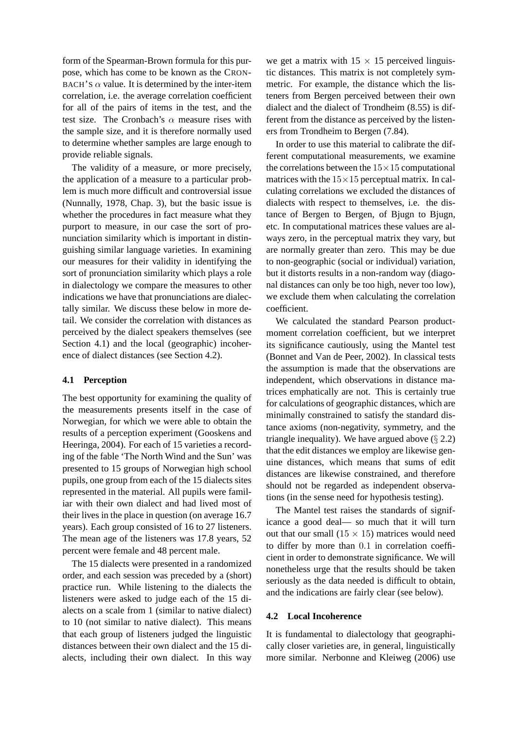form of the Spearman-Brown formula for this purpose, which has come to be known as the CRONBACH'S $\alpha$ value. It is determined by the inter-item correlation, i.e. the average correlation coefficient for all of the pairs of items in the test, and the test size. The Cronbach's $\alpha$ measure rises with the sample size, and it is therefore normally used to determine whether samples are large enough to provide reliable signals.

The validity of a measure, or more precisely, the application of a measure to a particular problem is much more difficult and controversial issue (Nunnally, 1978, Chap. 3), but the basic issue is whether the procedures in fact measure what they purport to measure, in our case the sort of pronunciation similarity which is important in distinguishing similar language varieties. In examining our measures for their validity in identifying the sort of pronunciation similarity which plays a role in dialectology we compare the measures to other indications we have that pronunciations are dialectally similar. We discuss these below in more detail. We consider the correlation with distances as perceived by the dialect speakers themselves (see Section 4.1) and the local (geographic) incoherence of dialect distances (see Section 4.2).

### 4.1 Perception

The best opportunity for examining the quality of the measurements presents itself in the case of Norwegian, for which we were able to obtain the results of a perception experiment (Gooskens and Heeringa, 2004). For each of 15 varieties a recording of the fable 'The North Wind and the Sun' was presented to 15 groups of Norwegian high school pupils, one group from each of the 15 dialects sites represented in the material. All pupils were familiar with their own dialect and had lived most of their lives in the place in question (on average 16.7 years). Each group consisted of 16 to 27 listeners. The mean age of the listeners was 17.8 years, 52 percent were female and 48 percent male.

The 15 dialects were presented in a randomized order, and each session was preceded by a (short) practice run. While listening to the dialects the listeners were asked to judge each of the 15 dialects on a scale from 1 (similar to native dialect) to 10 (not similar to native dialect). This means that each group of listeners judged the linguistic distances between their own dialect and the 15 dialects, including their own dialect. In this way we get a matrix with $15 \times 15$ perceived linguistic distances. This matrix is not completely symmetric. For example, the distance which the listeners from Bergen perceived between their own dialect and the dialect of Trondheim (8.55) is different from the distance as perceived by the listeners from Trondheim to Bergen (7.84).

In order to use this material to calibrate the different computational measurements, we examine the correlations between the $15 \times 15$ computational matrices with the $15 \times 15$ perceptual matrix. In calculating correlations we excluded the distances of dialects with respect to themselves, i.e. the distance of Bergen to Bergen, of Bjugn to Bjugn, etc. In computational matrices these values are always zero, in the perceptual matrix they vary, but are normally greater than zero. This may be due to non-geographic (social or individual) variation, but it distorts results in a non-random way (diagonal distances can only be too high, never too low), we exclude them when calculating the correlation coefficient.

We calculated the standard Pearson product-moment correlation coefficient, but we interpret its significance cautiously, using the Mantel test (Bonnet and Van de Peer, 2002). In classical tests the assumption is made that the observations are independent, which observations in distance matrices emphatically are not. This is certainly true for calculations of geographic distances, which are minimally constrained to satisfy the standard distance axioms (non-negativity, symmetry, and the triangle inequality). We have argued above (§ 2.2) that the edit distances we employ are likewise genuine distances, which means that sums of edit distances are likewise constrained, and therefore should not be regarded as independent observations (in the sense need for hypothesis testing).

The Mantel test raises the standards of significance a good deal— so much that it will turn out that our small ($15 \times 15$) matrices would need to differ by more than $0.1$ in correlation coefficient in order to demonstrate significance. We will nonetheless urge that the results should be taken seriously as the data needed is difficult to obtain, and the indications are fairly clear (see below).

### 4.2 Local Incoherence

It is fundamental to dialectology that geographically closer varieties are, in general, linguistically more similar. Nerbonne and Kleiweg (2006) use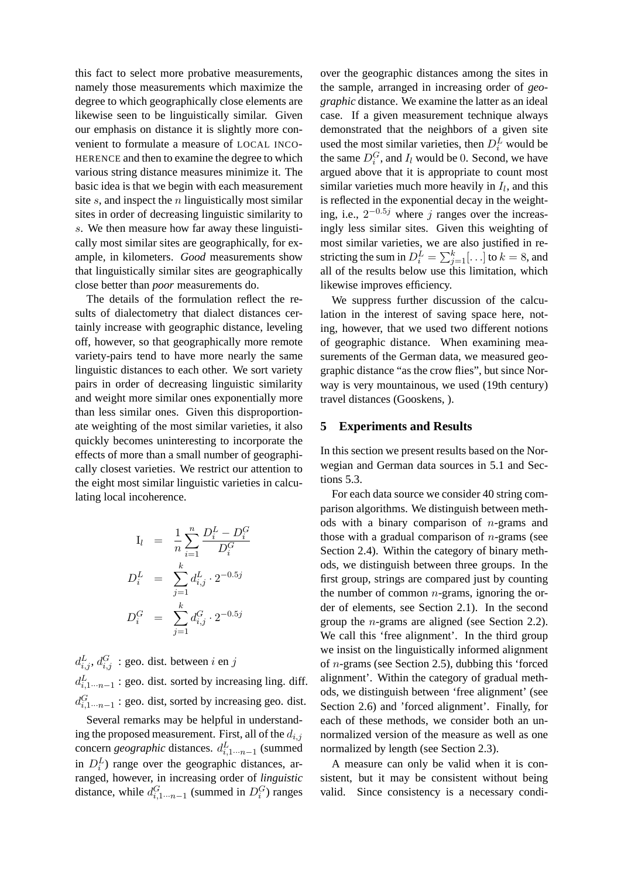this fact to select more probative measurements, namely those measurements which maximize the degree to which geographically close elements are likewise seen to be linguistically similar. Given our emphasis on distance it is slightly more convenient to formulate a measure of LOCAL INCOHERENCE and then to examine the degree to which various string distance measures minimize it. The basic idea is that we begin with each measurement site $s$, and inspect the $n$ linguistically most similar sites in order of decreasing linguistic similarity to $s$. We then measure how far away these linguistically most similar sites are geographically, for example, in kilometers. *Good* measurements show that linguistically similar sites are geographically close better than *poor* measurements do.

The details of the formulation reflect the results of dialectometry that dialect distances certainly increase with geographic distance, leveling off, however, so that geographically more remote variety-pairs tend to have more nearly the same linguistic distances to each other. We sort variety pairs in order of decreasing linguistic similarity and weight more similar ones exponentially more than less similar ones. Given this disproportionate weighting of the most similar varieties, it also quickly becomes uninteresting to incorporate the effects of more than a small number of geographically closest varieties. We restrict our attention to the eight most similar linguistic varieties in calculating local incoherence.

$$
\begin{aligned}
\mathrm{I}_l &= \frac{1}{n}\sum_{i=1}^{n}\frac{D_i^L - D_i^G}{D_i^G} \\
D_i^L &= \sum_{j=1}^{k} d_{i,j}^L \cdot 2^{-0.5j} \\
D_i^G &= \sum_{j=1}^{k} d_{i,j}^G \cdot 2^{-0.5j}
\end{aligned}
$$

$d_{i,j}^L$, $d_{i,j}^G$ : geo. dist. between $i$ en $j$

$d_{i,1\cdots n-1}^L$ : geo. dist. sorted by increasing ling. diff.

$d_{i,1\cdots n-1}^G$ : geo. dist, sorted by increasing geo. dist.

Several remarks may be helpful in understanding the proposed measurement. First, all of the $d_{i,j}$ concern *geographic* distances. $d_{i,1\cdots n-1}^L$ (summed in $D_i^L$) range over the geographic distances, arranged, however, in increasing order of *linguistic* distance, while $d_{i,1\cdots n-1}^G$ (summed in $D_i^G$) ranges over the geographic distances among the sites in the sample, arranged in increasing order of *geographic* distance. We examine the latter as an ideal case. If a given measurement technique always demonstrated that the neighbors of a given site used the most similar varieties, then $D_i^L$ would be the same $D_i^G$, and $I_l$ would be 0. Second, we have argued above that it is appropriate to count most similar varieties much more heavily in $I_l$, and this is reflected in the exponential decay in the weighting, i.e., $2^{-0.5j}$ where $j$ ranges over the increasingly less similar sites. Given this weighting of most similar varieties, we are also justified in restricting the sum in $D_i^L = \sum_{j=1}^{k}[\ldots]$ to $k = 8$, and all of the results below use this limitation, which likewise improves efficiency.

We suppress further discussion of the calculation in the interest of saving space here, noting, however, that we used two different notions of geographic distance. When examining measurements of the German data, we measured geographic distance "as the crow flies", but since Norway is very mountainous, we used (19th century) travel distances (Gooskens, ).

## 5 Experiments and Results

In this section we present results based on the Norwegian and German data sources in 5.1 and Sections 5.3.

For each data source we consider 40 string comparison algorithms. We distinguish between methods with a binary comparison of $n$-grams and those with a gradual comparison of $n$-grams (see Section 2.4). Within the category of binary methods, we distinguish between three groups. In the first group, strings are compared just by counting the number of common $n$-grams, ignoring the order of elements, see Section 2.1). In the second group the $n$-grams are aligned (see Section 2.2). We call this 'free alignment'. In the third group we insist on the linguistically informed alignment of $n$-grams (see Section 2.5), dubbing this 'forced alignment'. Within the category of gradual methods, we distinguish between 'free alignment' (see Section 2.6) and 'forced alignment'. Finally, for each of these methods, we consider both an unnormalized version of the measure as well as one normalized by length (see Section 2.3).

A measure can only be valid when it is consistent, but it may be consistent without being valid. Since consistency is a necessary condi-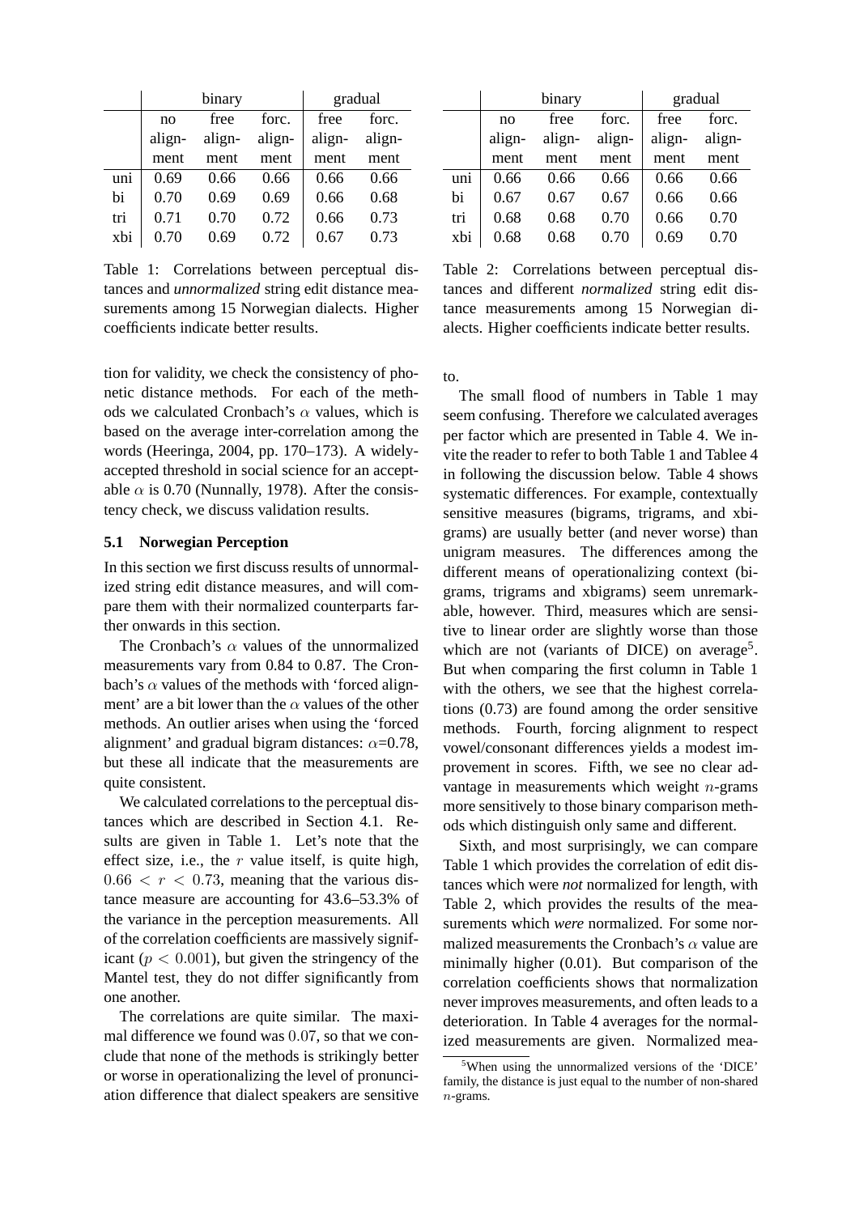|  | binary |  |  | gradual |  |
|---|---|---|---|---|---|
|  | no alignment | free alignment | forc. alignment | free alignment | forc. alignment |
| uni | 0.69 | 0.66 | 0.66 | 0.66 | 0.66 |
| bi | 0.70 | 0.69 | 0.69 | 0.66 | 0.68 |
| tri | 0.71 | 0.70 | 0.72 | 0.66 | 0.73 |
| xbi | 0.70 | 0.69 | 0.72 | 0.67 | 0.73 |

Table 1: Correlations between perceptual distances and *unnormalized* string edit distance measurements among 15 Norwegian dialects. Higher coefficients indicate better results.

|  | binary |  |  | gradual |  |
|---|---|---|---|---|---|
|  | no alignment | free alignment | forc. alignment | free alignment | forc. alignment |
| uni | 0.66 | 0.66 | 0.66 | 0.66 | 0.66 |
| bi | 0.67 | 0.67 | 0.67 | 0.66 | 0.66 |
| tri | 0.68 | 0.68 | 0.70 | 0.66 | 0.70 |
| xbi | 0.68 | 0.68 | 0.70 | 0.69 | 0.70 |

Table 2: Correlations between perceptual distances and different *normalized* string edit distance measurements among 15 Norwegian dialects. Higher coefficients indicate better results.

tion for validity, we check the consistency of phonetic distance methods. For each of the methods we calculated Cronbach's $\alpha$ values, which is based on the average inter-correlation among the words (Heeringa, 2004, pp. 170–173). A widely-accepted threshold in social science for an acceptable $\alpha$ is 0.70 (Nunnally, 1978). After the consistency check, we discuss validation results.

### 5.1 Norwegian Perception

In this section we first discuss results of unnormalized string edit distance measures, and will compare them with their normalized counterparts farther onwards in this section.

The Cronbach's $\alpha$ values of the unnormalized measurements vary from 0.84 to 0.87. The Cronbach's $\alpha$ values of the methods with 'forced alignment' are a bit lower than the $\alpha$ values of the other methods. An outlier arises when using the 'forced alignment' and gradual bigram distances: $\alpha$=0.78, but these all indicate that the measurements are quite consistent.

We calculated correlations to the perceptual distances which are described in Section 4.1. Results are given in Table 1. Let's note that the effect size, i.e., the $r$ value itself, is quite high, $0.66 < r < 0.73$, meaning that the various distance measure are accounting for 43.6–53.3% of the variance in the perception measurements. All of the correlation coefficients are massively significant ($p < 0.001$), but given the stringency of the Mantel test, they do not differ significantly from one another.

The correlations are quite similar. The maximal difference we found was $0.07$, so that we conclude that none of the methods is strikingly better or worse in operationalizing the level of pronunciation difference that dialect speakers are sensitive to.

The small flood of numbers in Table 1 may seem confusing. Therefore we calculated averages per factor which are presented in Table 4. We invite the reader to refer to both Table 1 and Tablee 4 in following the discussion below. Table 4 shows systematic differences. For example, contextually sensitive measures (bigrams, trigrams, and xbigrams) are usually better (and never worse) than unigram measures. The differences among the different means of operationalizing context (bigrams, trigrams and xbigrams) seem unremarkable, however. Third, measures which are sensitive to linear order are slightly worse than those which are not (variants of DICE) on average[5]. But when comparing the first column in Table 1 with the others, we see that the highest correlations (0.73) are found among the order sensitive methods. Fourth, forcing alignment to respect vowel/consonant differences yields a modest improvement in scores. Fifth, we see no clear advantage in measurements which weight $n$-grams more sensitively to those binary comparison methods which distinguish only same and different.

Sixth, and most surprisingly, we can compare Table 1 which provides the correlation of edit distances which were *not* normalized for length, with Table 2, which provides the results of the measurements which *were* normalized. For some normalized measurements the Cronbach's $\alpha$ value are minimally higher (0.01). But comparison of the correlation coefficients shows that normalization never improves measurements, and often leads to a deterioration. In Table 4 averages for the normalized measurements are given. Normalized mea-

[5] When using the unnormalized versions of the 'DICE' family, the distance is just equal to the number of non-shared $n$-grams.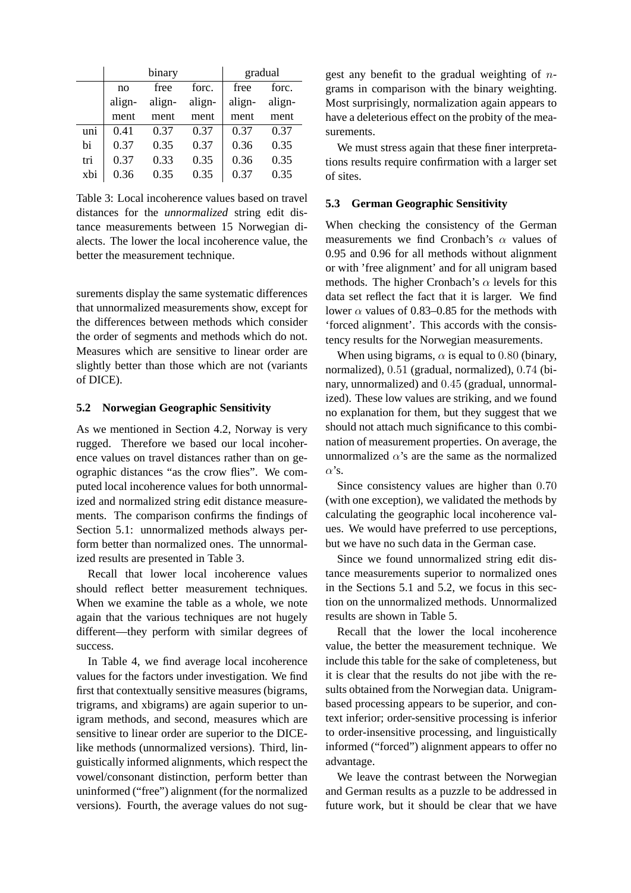| | binary | | | gradual | |
|---|---|---|---|---|---|
| | no alignment | free alignment | forc. alignment | free alignment | forc. alignment |
| uni | 0.41 | 0.37 | 0.37 | 0.37 | 0.37 |
| bi | 0.37 | 0.35 | 0.37 | 0.36 | 0.35 |
| tri | 0.37 | 0.33 | 0.35 | 0.36 | 0.35 |
| xbi | 0.36 | 0.35 | 0.35 | 0.37 | 0.35 |

Table 3: Local incoherence values based on travel distances for the *unnormalized* string edit distance measurements between 15 Norwegian dialects. The lower the local incoherence value, the better the measurement technique.

surements display the same systematic differences that unnormalized measurements show, except for the differences between methods which consider the order of segments and methods which do not. Measures which are sensitive to linear order are slightly better than those which are not (variants of DICE).

### 5.2 Norwegian Geographic Sensitivity

As we mentioned in Section 4.2, Norway is very rugged. Therefore we based our local incoherence values on travel distances rather than on geographic distances "as the crow flies". We computed local incoherence values for both unnormalized and normalized string edit distance measurements. The comparison confirms the findings of Section 5.1: unnormalized methods always perform better than normalized ones. The unnormalized results are presented in Table 3.

Recall that lower local incoherence values should reflect better measurement techniques. When we examine the table as a whole, we note again that the various techniques are not hugely different—they perform with similar degrees of success.

In Table 4, we find average local incoherence values for the factors under investigation. We find first that contextually sensitive measures (bigrams, trigrams, and xbigrams) are again superior to unigram methods, and second, measures which are sensitive to linear order are superior to the DICE-like methods (unnormalized versions). Third, linguistically informed alignments, which respect the vowel/consonant distinction, perform better than uninformed ("free") alignment (for the normalized versions). Fourth, the average values do not suggest any benefit to the gradual weighting of $n$-grams in comparison with the binary weighting. Most surprisingly, normalization again appears to have a deleterious effect on the probity of the measurements.

We must stress again that these finer interpretations results require confirmation with a larger set of sites.

### 5.3 German Geographic Sensitivity

When checking the consistency of the German measurements we find Cronbach's $\alpha$ values of 0.95 and 0.96 for all methods without alignment or with 'free alignment' and for all unigram based methods. The higher Cronbach's $\alpha$ levels for this data set reflect the fact that it is larger. We find lower $\alpha$ values of 0.83–0.85 for the methods with 'forced alignment'. This accords with the consistency results for the Norwegian measurements.

When using bigrams, $\alpha$ is equal to $0.80$ (binary, normalized), $0.51$ (gradual, normalized), $0.74$ (binary, unnormalized) and $0.45$ (gradual, unnormalized). These low values are striking, and we found no explanation for them, but they suggest that we should not attach much significance to this combination of measurement properties. On average, the unnormalized $\alpha$'s are the same as the normalized $\alpha$'s.

Since consistency values are higher than $0.70$ (with one exception), we validated the methods by calculating the geographic local incoherence values. We would have preferred to use perceptions, but we have no such data in the German case.

Since we found unnormalized string edit distance measurements superior to normalized ones in the Sections 5.1 and 5.2, we focus in this section on the unnormalized methods. Unnormalized results are shown in Table 5.

Recall that the lower the local incoherence value, the better the measurement technique. We include this table for the sake of completeness, but it is clear that the results do not jibe with the results obtained from the Norwegian data. Unigram-based processing appears to be superior, and context inferior; order-sensitive processing is inferior to order-insensitive processing, and linguistically informed ("forced") alignment appears to offer no advantage.

We leave the contrast between the Norwegian and German results as a puzzle to be addressed in future work, but it should be clear that we have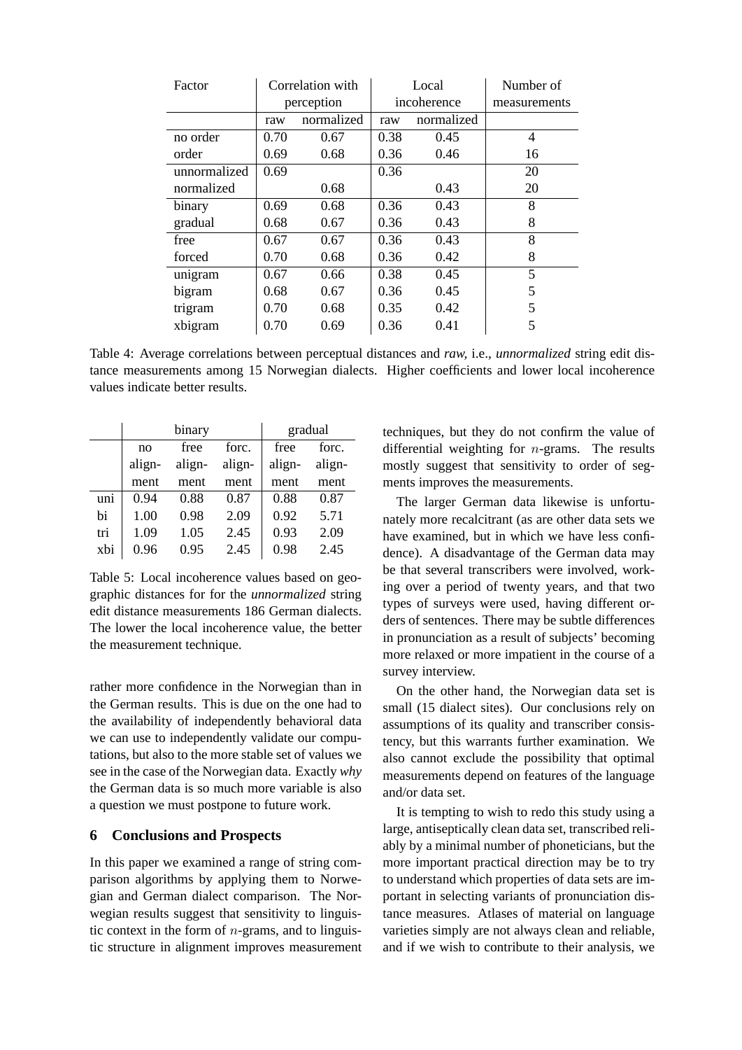| Factor | Correlation with perception | | Local incoherence | | Number of measurements |
|---|---|---|---|---|---|
| | raw | normalized | raw | normalized | |
| no order | 0.70 | 0.67 | 0.38 | 0.45 | 4 |
| order | 0.69 | 0.68 | 0.36 | 0.46 | 16 |
| unnormalized | 0.69 | | 0.36 | | 20 |
| normalized | | 0.68 | | 0.43 | 20 |
| binary | 0.69 | 0.68 | 0.36 | 0.43 | 8 |
| gradual | 0.68 | 0.67 | 0.36 | 0.43 | 8 |
| free | 0.67 | 0.67 | 0.36 | 0.43 | 8 |
| forced | 0.70 | 0.68 | 0.36 | 0.42 | 8 |
| unigram | 0.67 | 0.66 | 0.38 | 0.45 | 5 |
| bigram | 0.68 | 0.67 | 0.36 | 0.45 | 5 |
| trigram | 0.70 | 0.68 | 0.35 | 0.42 | 5 |
| xbigram | 0.70 | 0.69 | 0.36 | 0.41 | 5 |

Table 4: Average correlations between perceptual distances and *raw*, i.e., *unnormalized* string edit distance measurements among 15 Norwegian dialects. Higher coefficients and lower local incoherence values indicate better results.

| | binary | | | gradual | |
|---|---|---|---|---|---|
| | no alignment | free alignment | forc. alignment | free alignment | forc. alignment |
| uni | 0.94 | 0.88 | 0.87 | 0.88 | 0.87 |
| bi | 1.00 | 0.98 | 2.09 | 0.92 | 5.71 |
| tri | 1.09 | 1.05 | 2.45 | 0.93 | 2.09 |
| xbi | 0.96 | 0.95 | 2.45 | 0.98 | 2.45 |

Table 5: Local incoherence values based on geographic distances for for the *unnormalized* string edit distance measurements 186 German dialects. The lower the local incoherence value, the better the measurement technique.

rather more confidence in the Norwegian than in the German results. This is due on the one had to the availability of independently behavioral data we can use to independently validate our computations, but also to the more stable set of values we see in the case of the Norwegian data. Exactly *why* the German data is so much more variable is also a question we must postpone to future work.

## 6 Conclusions and Prospects

In this paper we examined a range of string comparison algorithms by applying them to Norwegian and German dialect comparison. The Norwegian results suggest that sensitivity to linguistic context in the form of $n$-grams, and to linguistic structure in alignment improves measurement techniques, but they do not confirm the value of differential weighting for $n$-grams. The results mostly suggest that sensitivity to order of segments improves the measurements.

The larger German data likewise is unfortunately more recalcitrant (as are other data sets we have examined, but in which we have less confidence). A disadvantage of the German data may be that several transcribers were involved, working over a period of twenty years, and that two types of surveys were used, having different orders of sentences. There may be subtle differences in pronunciation as a result of subjects' becoming more relaxed or more impatient in the course of a survey interview.

On the other hand, the Norwegian data set is small (15 dialect sites). Our conclusions rely on assumptions of its quality and transcriber consistency, but this warrants further examination. We also cannot exclude the possibility that optimal measurements depend on features of the language and/or data set.

It is tempting to wish to redo this study using a large, antiseptically clean data set, transcribed reliably by a minimal number of phoneticians, but the more important practical direction may be to try to understand which properties of data sets are important in selecting variants of pronunciation distance measures. Atlases of material on language varieties simply are not always clean and reliable, and if we wish to contribute to their analysis, we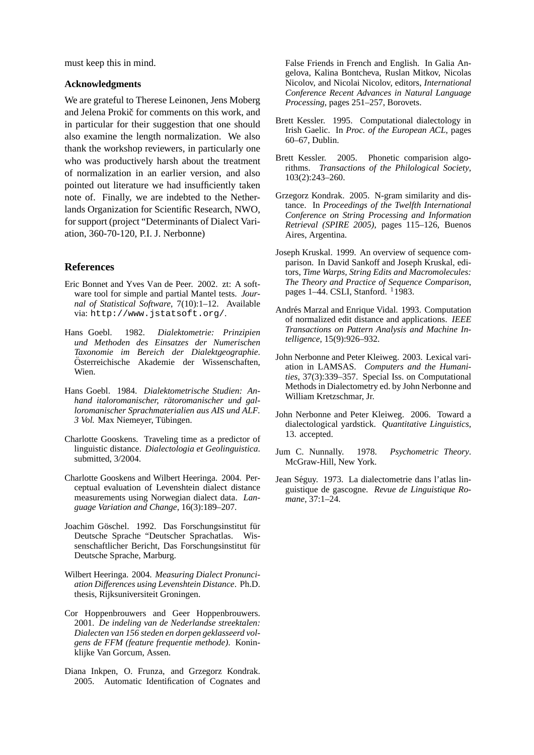must keep this in mind.

### Acknowledgments

We are grateful to Therese Leinonen, Jens Moberg and Jelena Prokič for comments on this work, and in particular for their suggestion that one should also examine the length normalization. We also thank the workshop reviewers, in particularly one who was productively harsh about the treatment of normalization in an earlier version, and also pointed out literature we had insufficiently taken note of. Finally, we are indebted to the Netherlands Organization for Scientific Research, NWO, for support (project "Determinants of Dialect Variation, 360-70-120, P.I. J. Nerbonne)

## References

Eric Bonnet and Yves Van de Peer. 2002. zt: A software tool for simple and partial Mantel tests. *Journal of Statistical Software*, 7(10):1–12. Available via: `http://www.jstatsoft.org/`.

Hans Goebl. 1982. *Dialektometrie: Prinzipien und Methoden des Einsatzes der Numerischen Taxonomie im Bereich der Dialektgeographie*. Österreichische Akademie der Wissenschaften, Wien.

Hans Goebl. 1984. *Dialektometrische Studien: Anhand italoromanischer, rätoromanischer und galloromanischer Sprachmaterialien aus AIS und ALF. 3 Vol.* Max Niemeyer, Tübingen.

Charlotte Gooskens. Traveling time as a predictor of linguistic distance. *Dialectologia et Geolinguistica*. submitted, 3/2004.

Charlotte Gooskens and Wilbert Heeringa. 2004. Perceptual evaluation of Levenshtein dialect distance measurements using Norwegian dialect data. *Language Variation and Change*, 16(3):189–207.

Joachim Göschel. 1992. Das Forschungsinstitut für Deutsche Sprache "Deutscher Sprachatlas. Wissenschaftlicher Bericht, Das Forschungsinstitut für Deutsche Sprache, Marburg.

Wilbert Heeringa. 2004. *Measuring Dialect Pronunciation Differences using Levenshtein Distance*. Ph.D. thesis, Rijksuniversiteit Groningen.

Cor Hoppenbrouwers and Geer Hoppenbrouwers. 2001. *De indeling van de Nederlandse streektalen: Dialecten van 156 steden en dorpen geklasseerd volgens de FFM (feature frequentie methode)*. Koninklijke Van Gorcum, Assen.

Diana Inkpen, O. Frunza, and Grzegorz Kondrak. 2005. Automatic Identification of Cognates and False Friends in French and English. In Galia Angelova, Kalina Bontcheva, Ruslan Mitkov, Nicolas Nicolov, and Nicolai Nicolov, editors, *International Conference Recent Advances in Natural Language Processing*, pages 251–257, Borovets.

Brett Kessler. 1995. Computational dialectology in Irish Gaelic. In *Proc. of the European ACL*, pages 60–67, Dublin.

Brett Kessler. 2005. Phonetic comparision algorithms. *Transactions of the Philological Society*, 103(2):243–260.

Grzegorz Kondrak. 2005. N-gram similarity and distance. In *Proceedings of the Twelfth International Conference on String Processing and Information Retrieval (SPIRE 2005)*, pages 115–126, Buenos Aires, Argentina.

Joseph Kruskal. 1999. An overview of sequence comparison. In David Sankoff and Joseph Kruskal, editors, *Time Warps, String Edits and Macromolecules: The Theory and Practice of Sequence Comparison*, pages 1–44. CSLI, Stanford. [1]1983.

Andrés Marzal and Enrique Vidal. 1993. Computation of normalized edit distance and applications. *IEEE Transactions on Pattern Analysis and Machine Intelligence*, 15(9):926–932.

John Nerbonne and Peter Kleiweg. 2003. Lexical variation in LAMSAS. *Computers and the Humanities*, 37(3):339–357. Special Iss. on Computational Methods in Dialectometry ed. by John Nerbonne and William Kretzschmar, Jr.

John Nerbonne and Peter Kleiweg. 2006. Toward a dialectological yardstick. *Quantitative Linguistics*, 13. accepted.

Jum C. Nunnally. 1978. *Psychometric Theory*. McGraw-Hill, New York.

Jean Séguy. 1973. La dialectometrie dans l'atlas linguistique de gascogne. *Revue de Linguistique Romane*, 37:1–24.